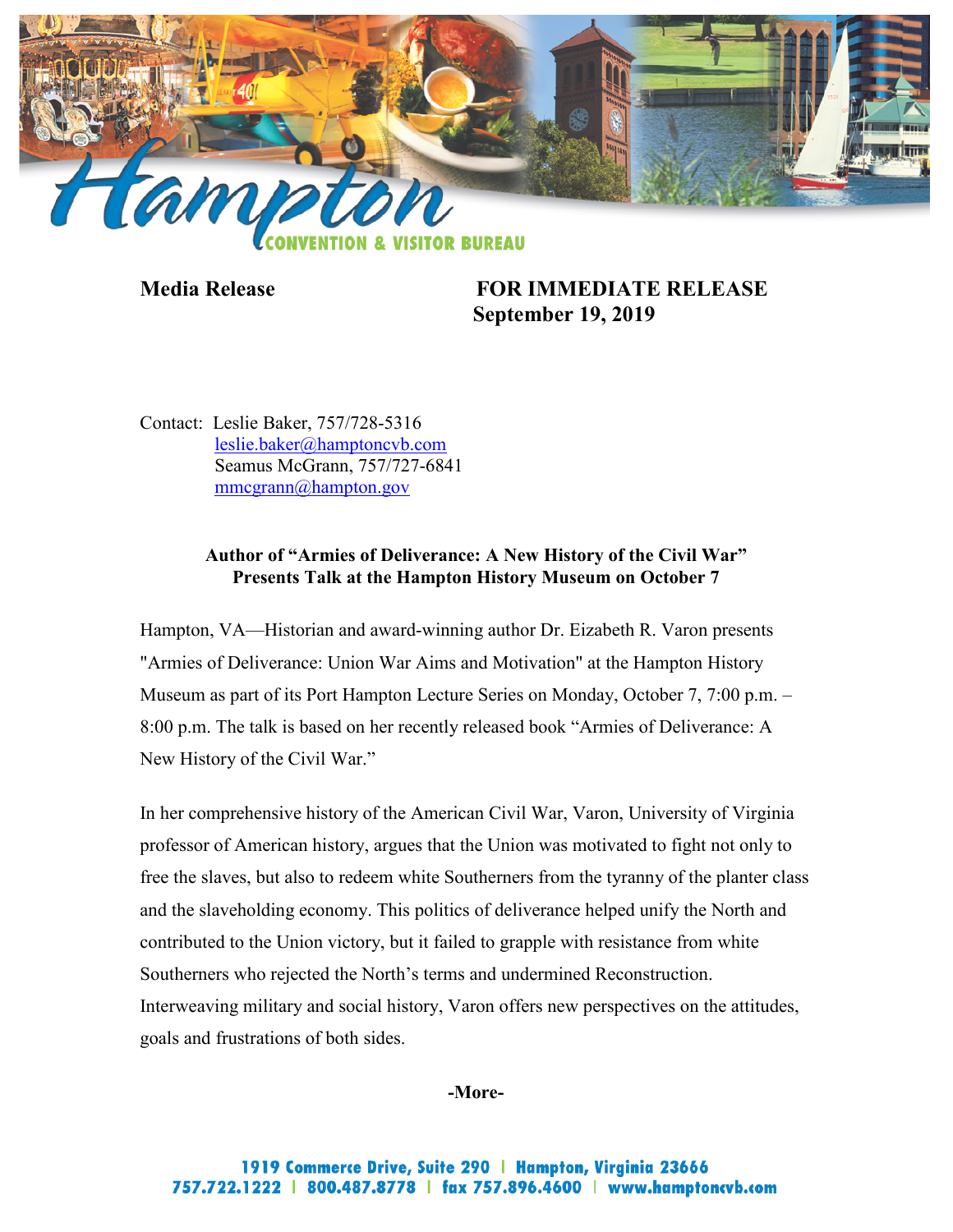Hampton Convention & Visitor Bureau

**Media Release** **FOR IMMEDIATE RELEASE**
**September 19, 2019**

Contact: Leslie Baker, 757/728-5316
leslie.baker@hamptoncvb.com
Seamus McGrann, 757/727-6841
mmcgrann@hampton.gov

**Author of "Armies of Deliverance: A New History of the Civil War" Presents Talk at the Hampton History Museum on October 7**

Hampton, VA—Historian and award-winning author Dr. Eizabeth R. Varon presents "Armies of Deliverance: Union War Aims and Motivation" at the Hampton History Museum as part of its Port Hampton Lecture Series on Monday, October 7, 7:00 p.m. – 8:00 p.m. The talk is based on her recently released book "Armies of Deliverance: A New History of the Civil War."

In her comprehensive history of the American Civil War, Varon, University of Virginia professor of American history, argues that the Union was motivated to fight not only to free the slaves, but also to redeem white Southerners from the tyranny of the planter class and the slaveholding economy. This politics of deliverance helped unify the North and contributed to the Union victory, but it failed to grapple with resistance from white Southerners who rejected the North's terms and undermined Reconstruction. Interweaving military and social history, Varon offers new perspectives on the attitudes, goals and frustrations of both sides.

**-More-**

1919 Commerce Drive, Suite 290 | Hampton, Virginia 23666
757.722.1222 | 800.487.8778 | fax 757.896.4600 | www.hamptoncvb.com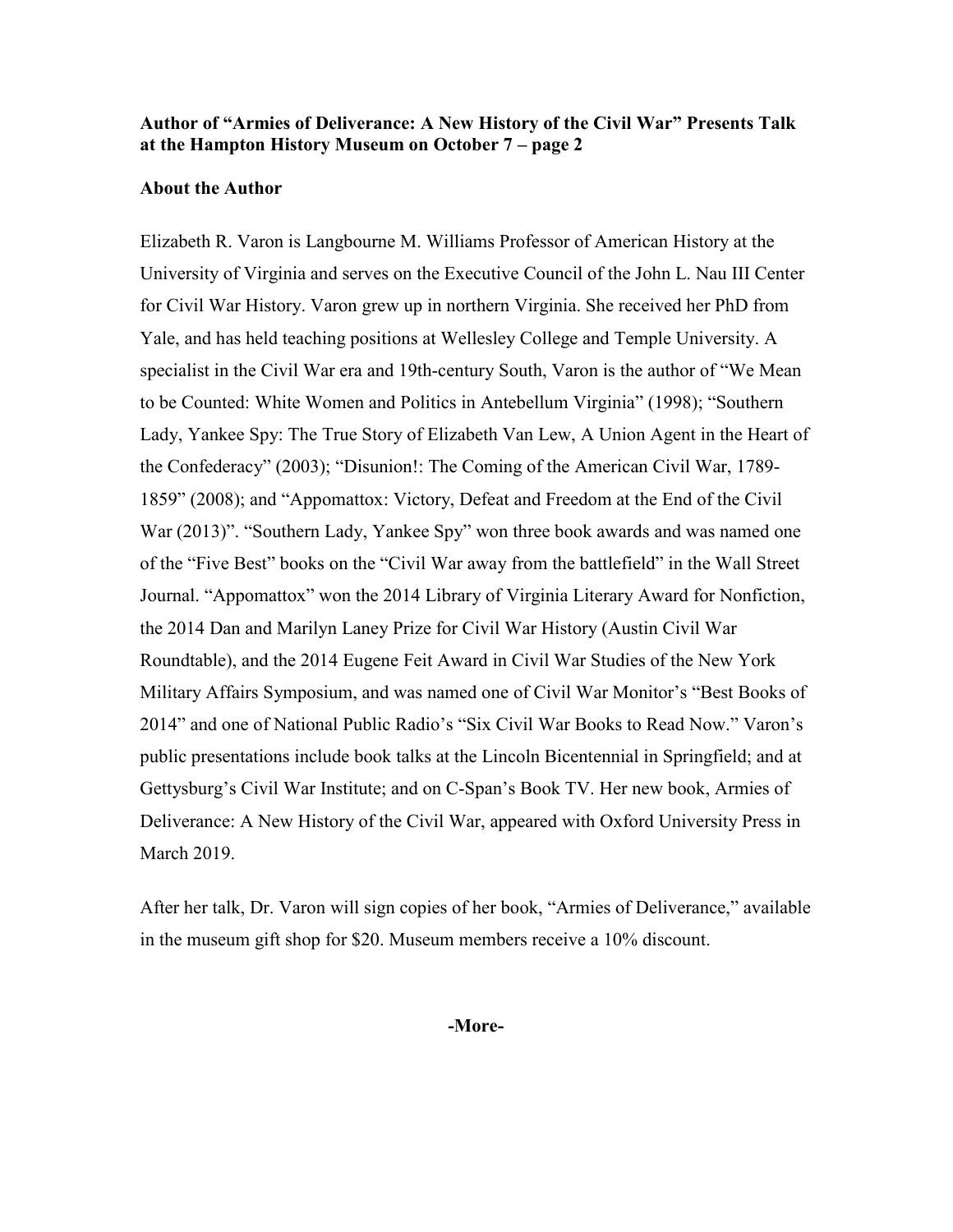**Author of "Armies of Deliverance: A New History of the Civil War" Presents Talk at the Hampton History Museum on October 7 – page 2**

**About the Author**

Elizabeth R. Varon is Langbourne M. Williams Professor of American History at the University of Virginia and serves on the Executive Council of the John L. Nau III Center for Civil War History. Varon grew up in northern Virginia. She received her PhD from Yale, and has held teaching positions at Wellesley College and Temple University. A specialist in the Civil War era and 19th-century South, Varon is the author of "We Mean to be Counted: White Women and Politics in Antebellum Virginia" (1998); "Southern Lady, Yankee Spy: The True Story of Elizabeth Van Lew, A Union Agent in the Heart of the Confederacy" (2003); "Disunion!: The Coming of the American Civil War, 1789-1859" (2008); and "Appomattox: Victory, Defeat and Freedom at the End of the Civil War (2013)". "Southern Lady, Yankee Spy" won three book awards and was named one of the "Five Best" books on the "Civil War away from the battlefield" in the Wall Street Journal. "Appomattox" won the 2014 Library of Virginia Literary Award for Nonfiction, the 2014 Dan and Marilyn Laney Prize for Civil War History (Austin Civil War Roundtable), and the 2014 Eugene Feit Award in Civil War Studies of the New York Military Affairs Symposium, and was named one of Civil War Monitor's "Best Books of 2014" and one of National Public Radio's "Six Civil War Books to Read Now." Varon's public presentations include book talks at the Lincoln Bicentennial in Springfield; and at Gettysburg's Civil War Institute; and on C-Span's Book TV. Her new book, Armies of Deliverance: A New History of the Civil War, appeared with Oxford University Press in March 2019.

After her talk, Dr. Varon will sign copies of her book, "Armies of Deliverance," available in the museum gift shop for $20. Museum members receive a 10% discount.

**-More-**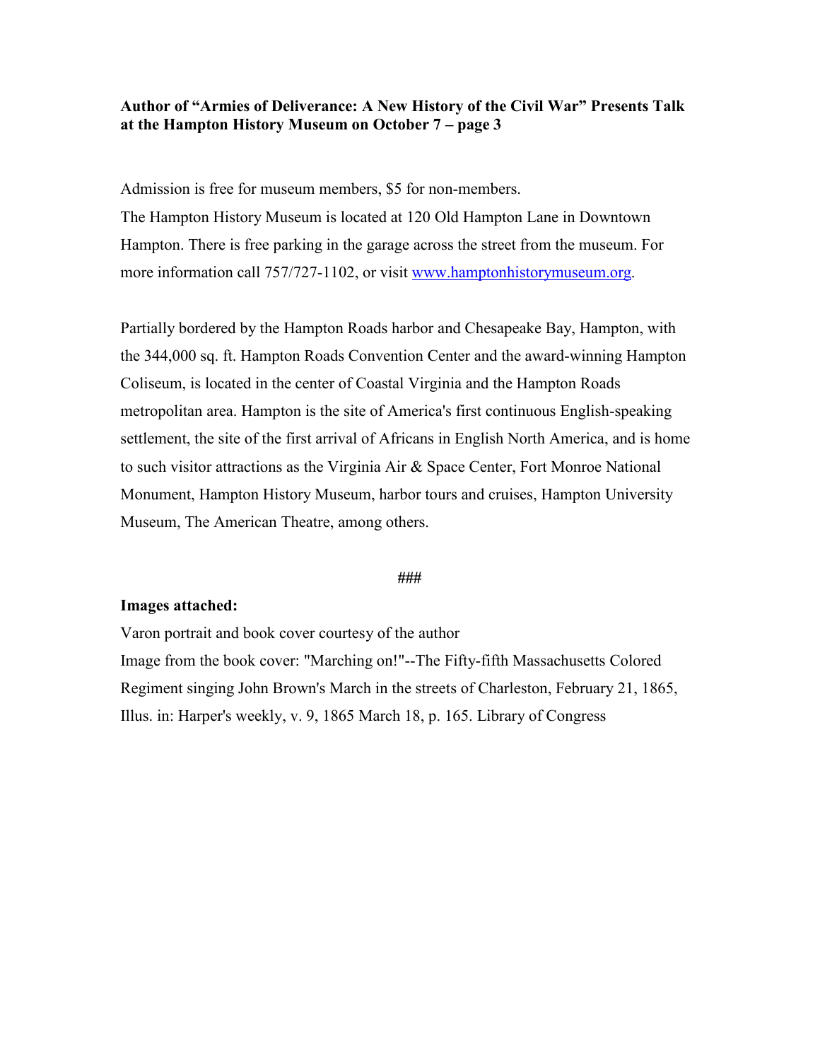Admission is free for museum members, $5 for non-members.
The Hampton History Museum is located at 120 Old Hampton Lane in Downtown Hampton. There is free parking in the garage across the street from the museum. For more information call 757/727-1102, or visit [www.hamptonhistorymuseum.org](http://www.hamptonhistorymuseum.org).

Partially bordered by the Hampton Roads harbor and Chesapeake Bay, Hampton, with the 344,000 sq. ft. Hampton Roads Convention Center and the award-winning Hampton Coliseum, is located in the center of Coastal Virginia and the Hampton Roads metropolitan area. Hampton is the site of America's first continuous English-speaking settlement, the site of the first arrival of Africans in English North America, and is home to such visitor attractions as the Virginia Air & Space Center, Fort Monroe National Monument, Hampton History Museum, harbor tours and cruises, Hampton University Museum, The American Theatre, among others.

###

**Images attached:**
Varon portrait and book cover courtesy of the author
Image from the book cover: "Marching on!"--The Fifty-fifth Massachusetts Colored Regiment singing John Brown's March in the streets of Charleston, February 21, 1865, Illus. in: Harper's weekly, v. 9, 1865 March 18, p. 165. Library of Congress